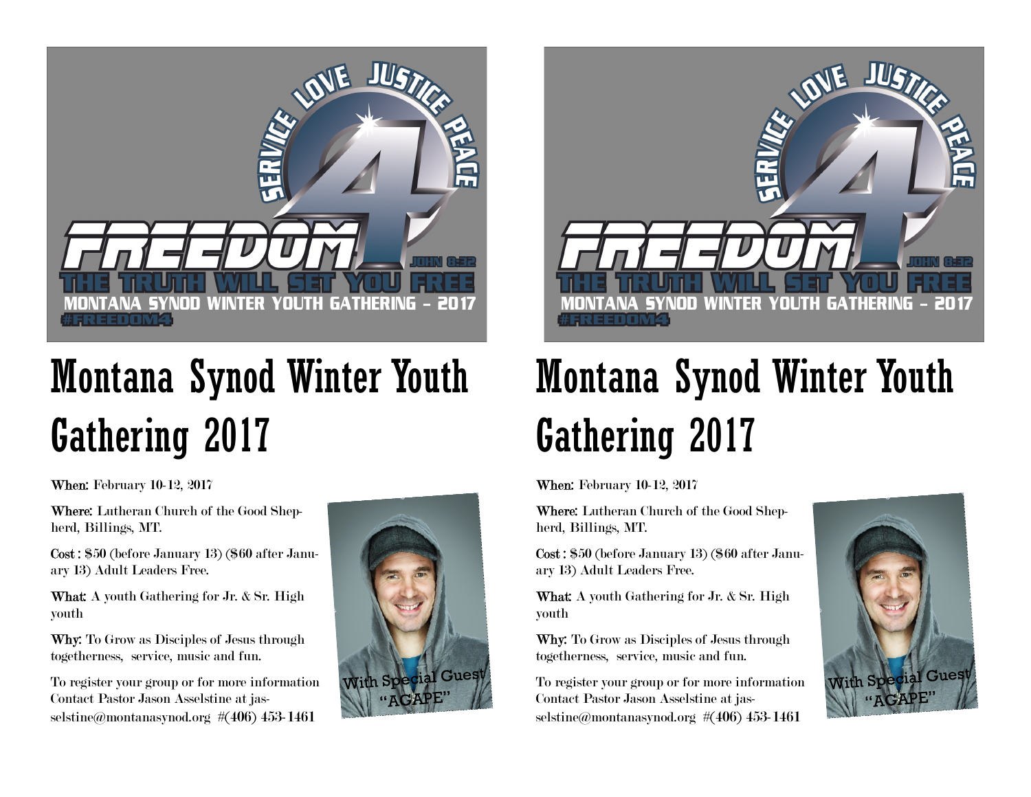SERVICE LOVE JUSTICE PEACE

FREEDOM4

JOHN 8:32

THE TRUTH WILL SET YOU FREE

MONTANA SYNOD WINTER YOUTH GATHERING – 2017

#FREEDOM4

# Montana Synod Winter Youth Gathering 2017

**When:** February 10-12, 2017

**Where:** Lutheran Church of the Good Shepherd, Billings, MT.

**Cost :** $50 (before January 13) ($60 after January 13) Adult Leaders Free.

**What:** A youth Gathering for Jr. & Sr. High youth

**Why:** To Grow as Disciples of Jesus through togetherness, service, music and fun.

To register your group or for more information Contact Pastor Jason Asselstine at jasselstine@montanasynod.org #(406) 453-1461

With Special Guest "AGAPE"

SERVICE LOVE JUSTICE PEACE

FREEDOM4

JOHN 8:32

THE TRUTH WILL SET YOU FREE

MONTANA SYNOD WINTER YOUTH GATHERING – 2017

#FREEDOM4

# Montana Synod Winter Youth Gathering 2017

**When:** February 10-12, 2017

**Where:** Lutheran Church of the Good Shepherd, Billings, MT.

**Cost :** $50 (before January 13) ($60 after January 13) Adult Leaders Free.

**What:** A youth Gathering for Jr. & Sr. High youth

**Why:** To Grow as Disciples of Jesus through togetherness, service, music and fun.

To register your group or for more information Contact Pastor Jason Asselstine at jasselstine@montanasynod.org #(406) 453-1461

With Special Guest "AGAPE"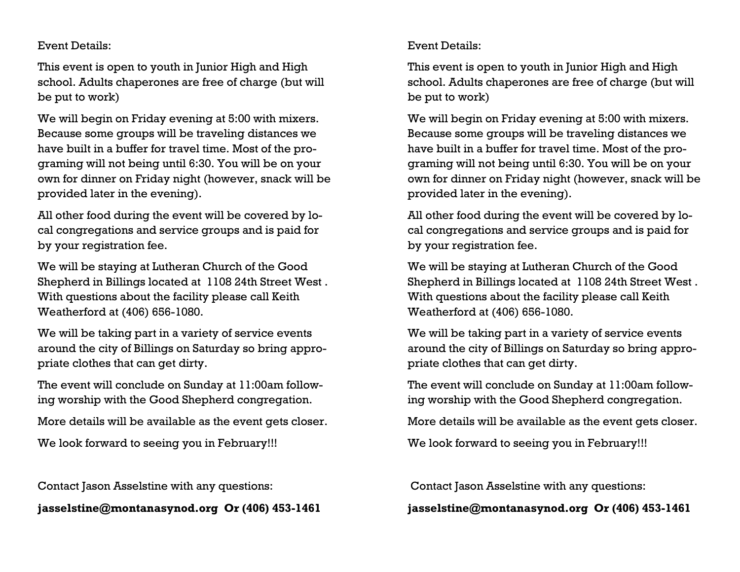Event Details:

This event is open to youth in Junior High and High school. Adults chaperones are free of charge (but will be put to work)

We will begin on Friday evening at 5:00 with mixers. Because some groups will be traveling distances we have built in a buffer for travel time. Most of the programing will not being until 6:30. You will be on your own for dinner on Friday night (however, snack will be provided later in the evening).

All other food during the event will be covered by local congregations and service groups and is paid for by your registration fee.

We will be staying at Lutheran Church of the Good Shepherd in Billings located at 1108 24th Street West . With questions about the facility please call Keith Weatherford at (406) 656-1080.

We will be taking part in a variety of service events around the city of Billings on Saturday so bring appropriate clothes that can get dirty.

The event will conclude on Sunday at 11:00am following worship with the Good Shepherd congregation.

More details will be available as the event gets closer.

We look forward to seeing you in February!!!

Contact Jason Asselstine with any questions:

**jasselstine@montanasynod.org Or (406) 453-1461**

Event Details:

This event is open to youth in Junior High and High school. Adults chaperones are free of charge (but will be put to work)

We will begin on Friday evening at 5:00 with mixers. Because some groups will be traveling distances we have built in a buffer for travel time. Most of the programing will not being until 6:30. You will be on your own for dinner on Friday night (however, snack will be provided later in the evening).

All other food during the event will be covered by local congregations and service groups and is paid for by your registration fee.

We will be staying at Lutheran Church of the Good Shepherd in Billings located at 1108 24th Street West . With questions about the facility please call Keith Weatherford at (406) 656-1080.

We will be taking part in a variety of service events around the city of Billings on Saturday so bring appropriate clothes that can get dirty.

The event will conclude on Sunday at 11:00am following worship with the Good Shepherd congregation.

More details will be available as the event gets closer.

We look forward to seeing you in February!!!

Contact Jason Asselstine with any questions:

**jasselstine@montanasynod.org Or (406) 453-1461**